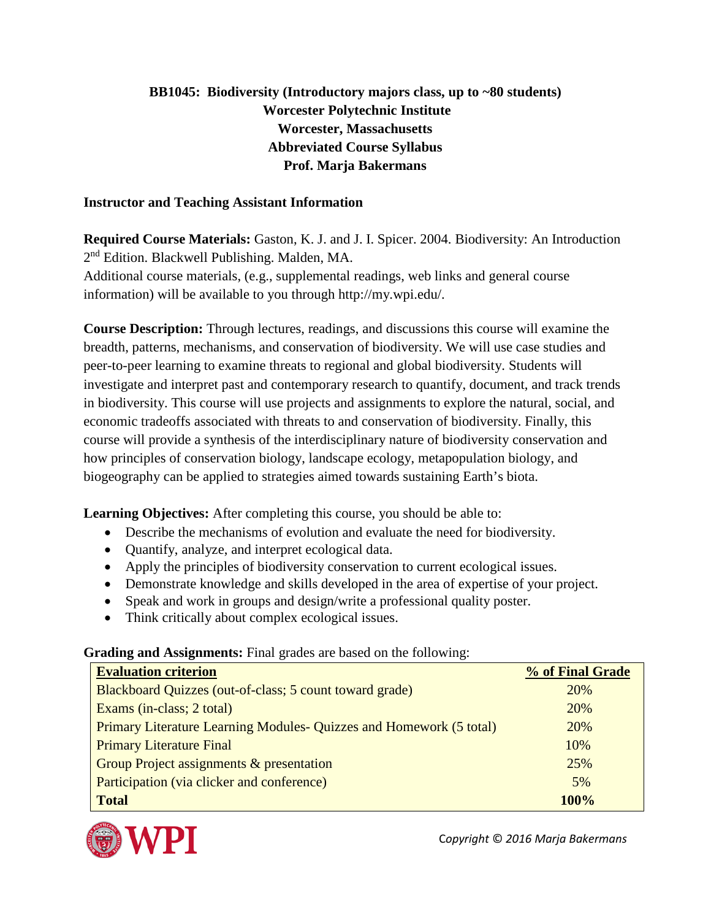# BB1045: Biodiversity (Introductory majors class, up to ~80 students)
## Worcester Polytechnic Institute
## Worcester, Massachusetts
## Abbreviated Course Syllabus
## Prof. Marja Bakermans

**Instructor and Teaching Assistant Information**

**Required Course Materials:** Gaston, K. J. and J. I. Spicer. 2004. Biodiversity: An Introduction 2nd Edition. Blackwell Publishing. Malden, MA.
Additional course materials, (e.g., supplemental readings, web links and general course information) will be available to you through http://my.wpi.edu/.

**Course Description:** Through lectures, readings, and discussions this course will examine the breadth, patterns, mechanisms, and conservation of biodiversity. We will use case studies and peer-to-peer learning to examine threats to regional and global biodiversity. Students will investigate and interpret past and contemporary research to quantify, document, and track trends in biodiversity. This course will use projects and assignments to explore the natural, social, and economic tradeoffs associated with threats to and conservation of biodiversity. Finally, this course will provide a synthesis of the interdisciplinary nature of biodiversity conservation and how principles of conservation biology, landscape ecology, metapopulation biology, and biogeography can be applied to strategies aimed towards sustaining Earth's biota.

**Learning Objectives:** After completing this course, you should be able to:

- Describe the mechanisms of evolution and evaluate the need for biodiversity.
- Quantify, analyze, and interpret ecological data.
- Apply the principles of biodiversity conservation to current ecological issues.
- Demonstrate knowledge and skills developed in the area of expertise of your project.
- Speak and work in groups and design/write a professional quality poster.
- Think critically about complex ecological issues.

**Grading and Assignments:** Final grades are based on the following:

| Evaluation criterion | % of Final Grade |
|---|---|
| Blackboard Quizzes (out-of-class; 5 count toward grade) | 20% |
| Exams (in-class; 2 total) | 20% |
| Primary Literature Learning Modules- Quizzes and Homework (5 total) | 20% |
| Primary Literature Final | 10% |
| Group Project assignments & presentation | 25% |
| Participation (via clicker and conference) | 5% |
| **Total** | **100%** |

*Copyright © 2016 Marja Bakermans*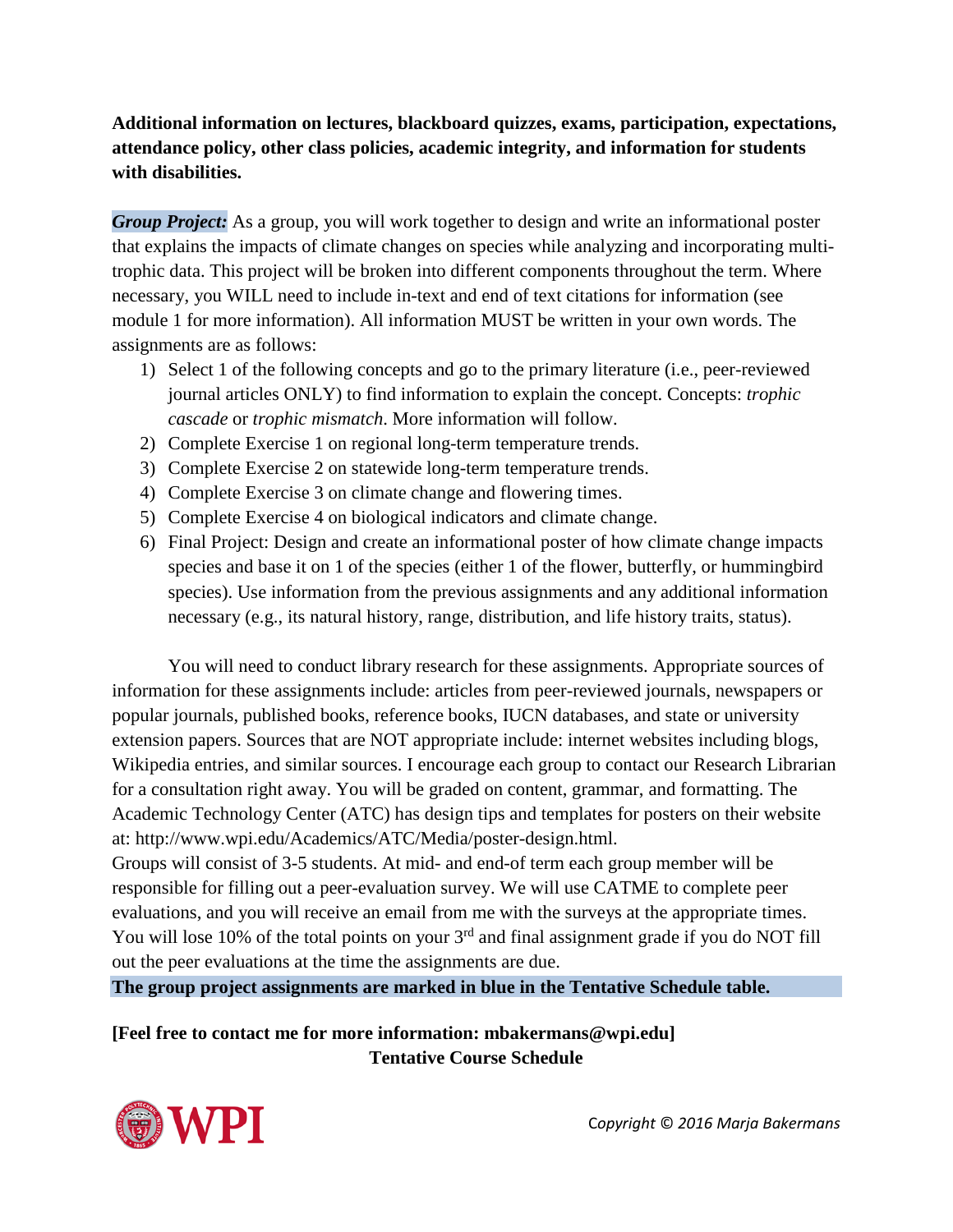**Additional information on lectures, blackboard quizzes, exams, participation, expectations, attendance policy, other class policies, academic integrity, and information for students with disabilities.**

***Group Project:*** As a group, you will work together to design and write an informational poster that explains the impacts of climate changes on species while analyzing and incorporating multi-trophic data. This project will be broken into different components throughout the term. Where necessary, you WILL need to include in-text and end of text citations for information (see module 1 for more information). All information MUST be written in your own words. The assignments are as follows:

1) Select 1 of the following concepts and go to the primary literature (i.e., peer-reviewed journal articles ONLY) to find information to explain the concept. Concepts: *trophic cascade* or *trophic mismatch*. More information will follow.
2) Complete Exercise 1 on regional long-term temperature trends.
3) Complete Exercise 2 on statewide long-term temperature trends.
4) Complete Exercise 3 on climate change and flowering times.
5) Complete Exercise 4 on biological indicators and climate change.
6) Final Project: Design and create an informational poster of how climate change impacts species and base it on 1 of the species (either 1 of the flower, butterfly, or hummingbird species). Use information from the previous assignments and any additional information necessary (e.g., its natural history, range, distribution, and life history traits, status).

You will need to conduct library research for these assignments. Appropriate sources of information for these assignments include: articles from peer-reviewed journals, newspapers or popular journals, published books, reference books, IUCN databases, and state or university extension papers. Sources that are NOT appropriate include: internet websites including blogs, Wikipedia entries, and similar sources. I encourage each group to contact our Research Librarian for a consultation right away. You will be graded on content, grammar, and formatting. The Academic Technology Center (ATC) has design tips and templates for posters on their website at: http://www.wpi.edu/Academics/ATC/Media/poster-design.html.

Groups will consist of 3-5 students. At mid- and end-of term each group member will be responsible for filling out a peer-evaluation survey. We will use CATME to complete peer evaluations, and you will receive an email from me with the surveys at the appropriate times. You will lose 10% of the total points on your 3rd and final assignment grade if you do NOT fill out the peer evaluations at the time the assignments are due.

**The group project assignments are marked in blue in the Tentative Schedule table.**

**[Feel free to contact me for more information: mbakermans@wpi.edu]**

**Tentative Course Schedule**

Copyright © 2016 Marja Bakermans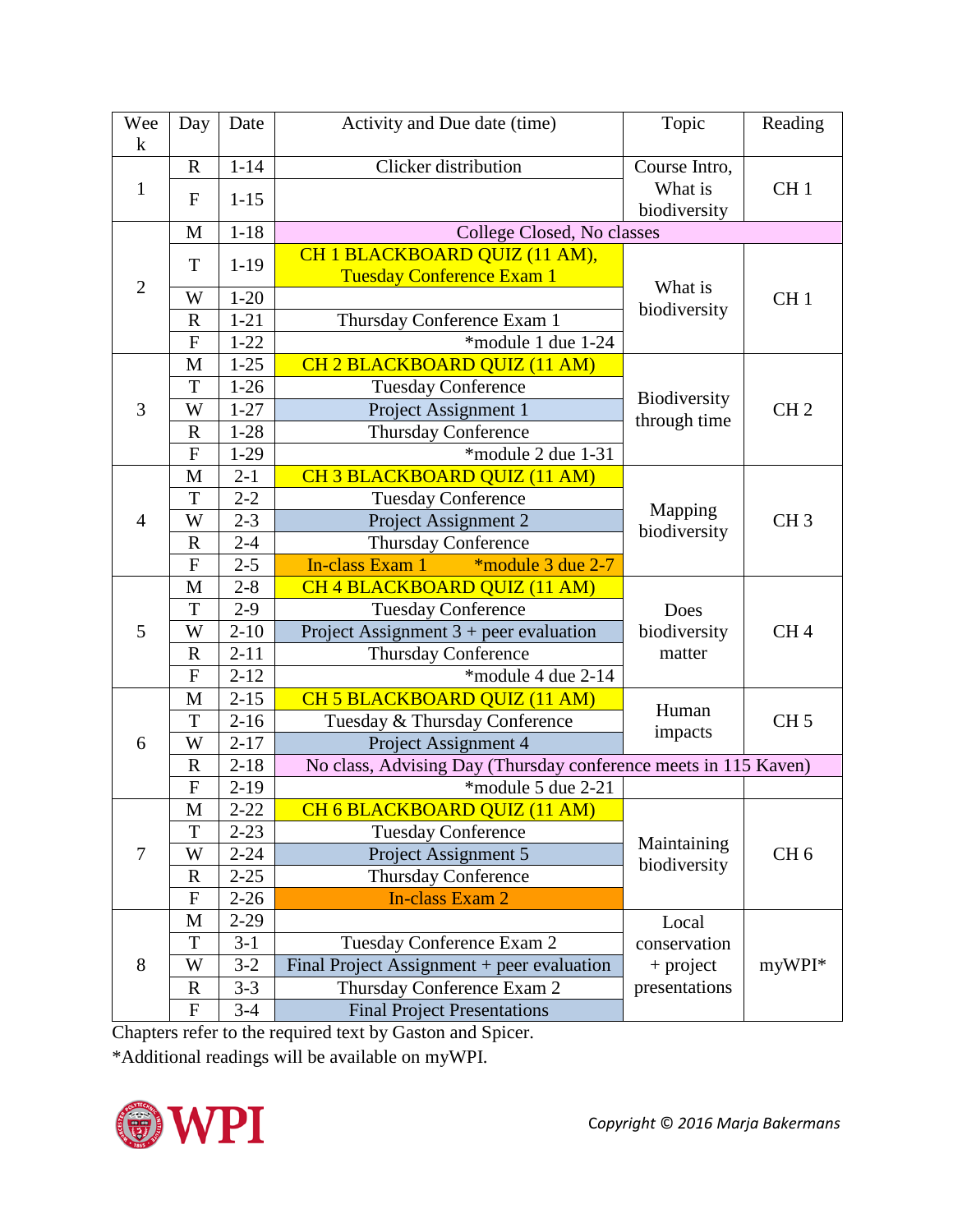| Week | Day | Date | Activity and Due date (time) | Topic | Reading |
| --- | --- | --- | --- | --- | --- |
| 1 | R | 1-14 | Clicker distribution | Course Intro, What is biodiversity | CH 1 |
| | F | 1-15 | | | |
| 2 | M | 1-18 | College Closed, No classes | | |
| | T | 1-19 | CH 1 BLACKBOARD QUIZ (11 AM), Tuesday Conference Exam 1 | What is biodiversity | CH 1 |
| | W | 1-20 | | | |
| | R | 1-21 | Thursday Conference Exam 1 | | |
| | F | 1-22 | *module 1 due 1-24 | | |
| 3 | M | 1-25 | CH 2 BLACKBOARD QUIZ (11 AM) | Biodiversity through time | CH 2 |
| | T | 1-26 | Tuesday Conference | | |
| | W | 1-27 | Project Assignment 1 | | |
| | R | 1-28 | Thursday Conference | | |
| | F | 1-29 | *module 2 due 1-31 | | |
| 4 | M | 2-1 | CH 3 BLACKBOARD QUIZ (11 AM) | Mapping biodiversity | CH 3 |
| | T | 2-2 | Tuesday Conference | | |
| | W | 2-3 | Project Assignment 2 | | |
| | R | 2-4 | Thursday Conference | | |
| | F | 2-5 | In-class Exam 1 *module 3 due 2-7 | | |
| 5 | M | 2-8 | CH 4 BLACKBOARD QUIZ (11 AM) | Does biodiversity matter | CH 4 |
| | T | 2-9 | Tuesday Conference | | |
| | W | 2-10 | Project Assignment 3 + peer evaluation | | |
| | R | 2-11 | Thursday Conference | | |
| | F | 2-12 | *module 4 due 2-14 | | |
| 6 | M | 2-15 | CH 5 BLACKBOARD QUIZ (11 AM) | Human impacts | CH 5 |
| | T | 2-16 | Tuesday & Thursday Conference | | |
| | W | 2-17 | Project Assignment 4 | | |
| | R | 2-18 | No class, Advising Day (Thursday conference meets in 115 Kaven) | | |
| | F | 2-19 | *module 5 due 2-21 | | |
| 7 | M | 2-22 | CH 6 BLACKBOARD QUIZ (11 AM) | Maintaining biodiversity | CH 6 |
| | T | 2-23 | Tuesday Conference | | |
| | W | 2-24 | Project Assignment 5 | | |
| | R | 2-25 | Thursday Conference | | |
| | F | 2-26 | In-class Exam 2 | | |
| 8 | M | 2-29 | | Local conservation + project presentations | myWPI* |
| | T | 3-1 | Tuesday Conference Exam 2 | | |
| | W | 3-2 | Final Project Assignment + peer evaluation | | |
| | R | 3-3 | Thursday Conference Exam 2 | | |
| | F | 3-4 | Final Project Presentations | | |

Chapters refer to the required text by Gaston and Spicer.

*Additional readings will be available on myWPI.

WPI

*Copyright © 2016 Marja Bakermans*